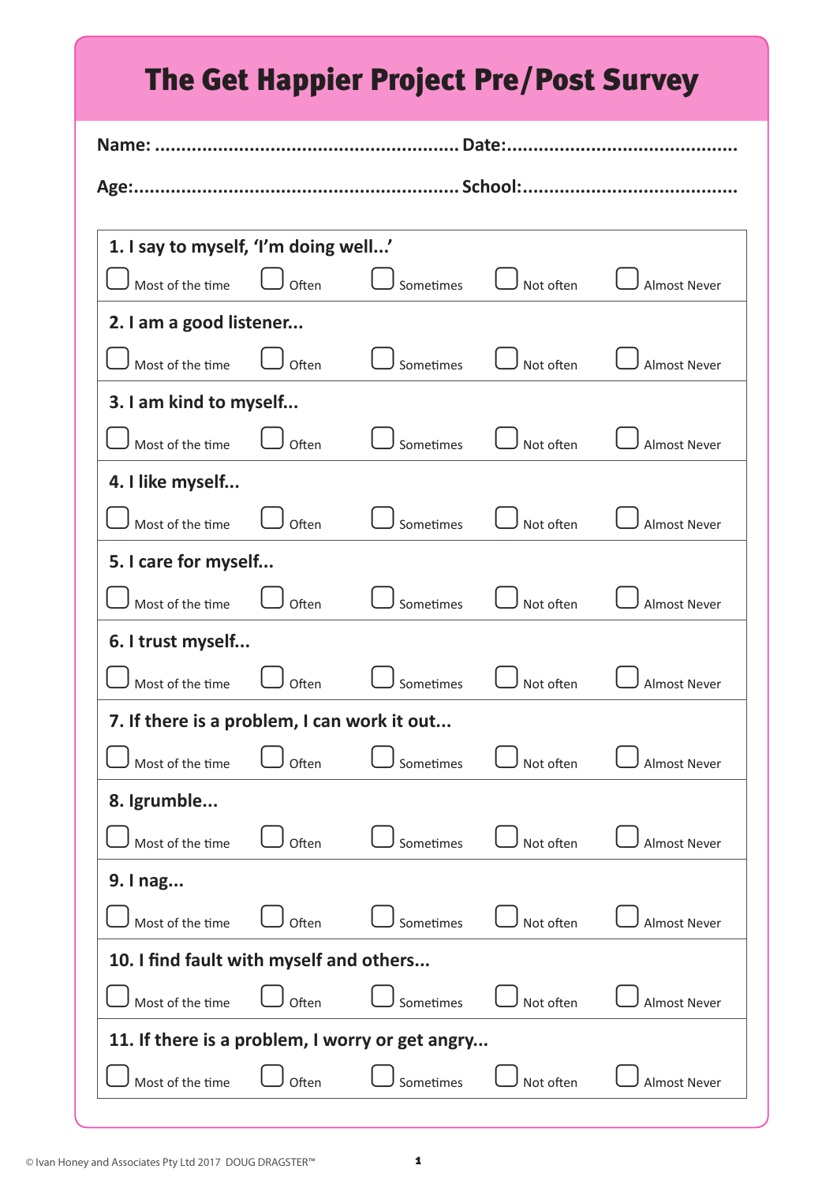# The Get Happier Project Pre/Post Survey

**Name:** ........................................................ **Date:**...........................................

**Age:**........................................................... **School:**........................................

**1. I say to myself, 'I'm doing well...'**

☐ Most of the time ☐ Often ☐ Sometimes ☐ Not often ☐ Almost Never

**2. I am a good listener...**

☐ Most of the time ☐ Often ☐ Sometimes ☐ Not often ☐ Almost Never

**3. I am kind to myself...**

☐ Most of the time ☐ Often ☐ Sometimes ☐ Not often ☐ Almost Never

**4. I like myself...**

☐ Most of the time ☐ Often ☐ Sometimes ☐ Not often ☐ Almost Never

**5. I care for myself...**

☐ Most of the time ☐ Often ☐ Sometimes ☐ Not often ☐ Almost Never

**6. I trust myself...**

☐ Most of the time ☐ Often ☐ Sometimes ☐ Not often ☐ Almost Never

**7. If there is a problem, I can work it out...**

☐ Most of the time ☐ Often ☐ Sometimes ☐ Not often ☐ Almost Never

**8. Igrumble...**

☐ Most of the time ☐ Often ☐ Sometimes ☐ Not often ☐ Almost Never

**9. I nag...**

☐ Most of the time ☐ Often ☐ Sometimes ☐ Not often ☐ Almost Never

**10. I find fault with myself and others...**

☐ Most of the time ☐ Often ☐ Sometimes ☐ Not often ☐ Almost Never

**11. If there is a problem, I worry or get angry...**

☐ Most of the time ☐ Often ☐ Sometimes ☐ Not often ☐ Almost Never

© Ivan Honey and Associates Pty Ltd 2017 DOUG DRAGSTER™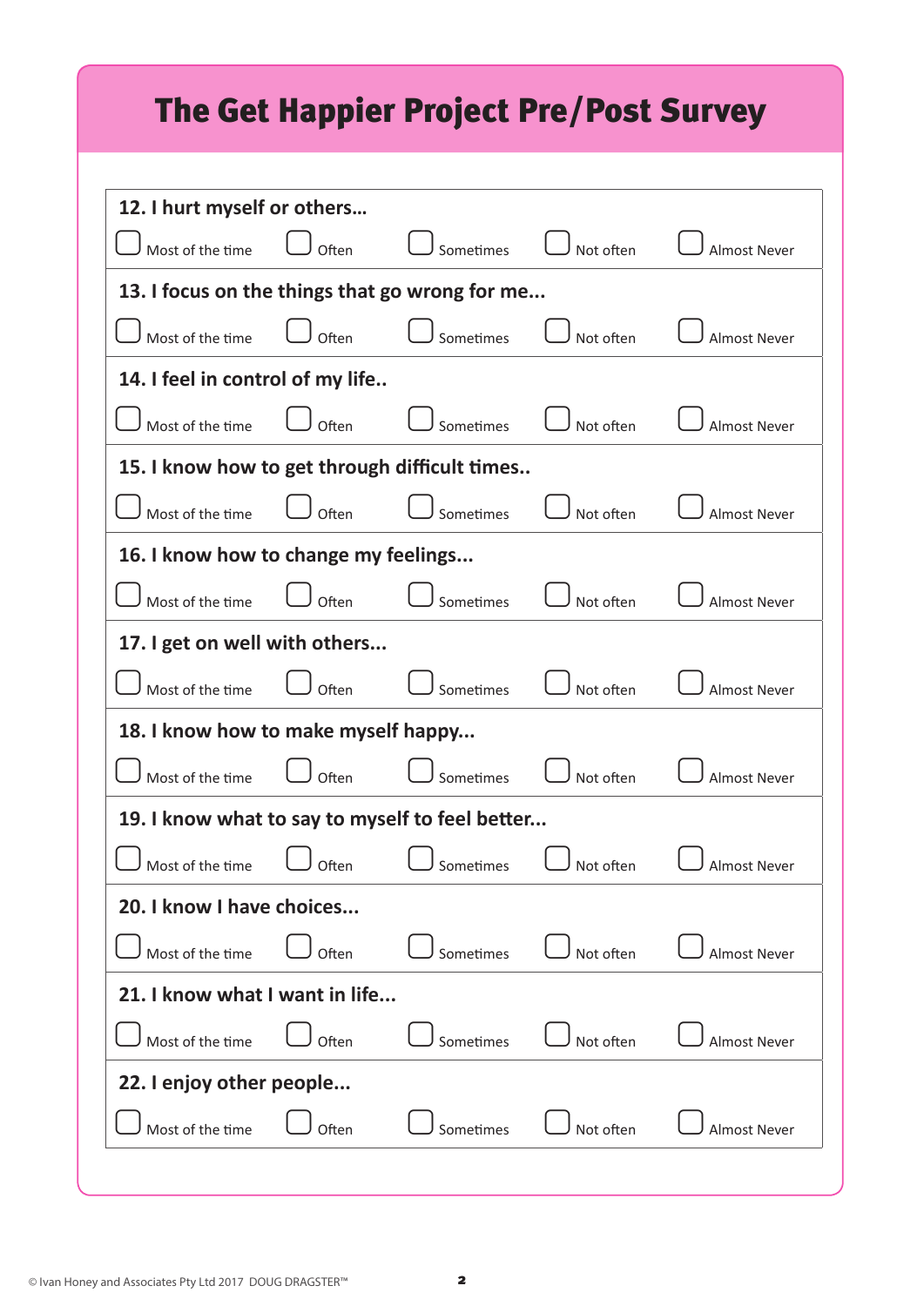# The Get Happier Project Pre/Post Survey

**12. I hurt myself or others...**

☐ Most of the time ☐ Often ☐ Sometimes ☐ Not often ☐ Almost Never

**13. I focus on the things that go wrong for me...**

☐ Most of the time ☐ Often ☐ Sometimes ☐ Not often ☐ Almost Never

**14. I feel in control of my life..**

☐ Most of the time ☐ Often ☐ Sometimes ☐ Not often ☐ Almost Never

**15. I know how to get through difficult times..**

☐ Most of the time ☐ Often ☐ Sometimes ☐ Not often ☐ Almost Never

**16. I know how to change my feelings...**

☐ Most of the time ☐ Often ☐ Sometimes ☐ Not often ☐ Almost Never

**17. I get on well with others...**

☐ Most of the time ☐ Often ☐ Sometimes ☐ Not often ☐ Almost Never

**18. I know how to make myself happy...**

☐ Most of the time ☐ Often ☐ Sometimes ☐ Not often ☐ Almost Never

**19. I know what to say to myself to feel better...**

☐ Most of the time ☐ Often ☐ Sometimes ☐ Not often ☐ Almost Never

**20. I know I have choices...**

☐ Most of the time ☐ Often ☐ Sometimes ☐ Not often ☐ Almost Never

**21. I know what I want in life...**

☐ Most of the time ☐ Often ☐ Sometimes ☐ Not often ☐ Almost Never

**22. I enjoy other people...**

☐ Most of the time ☐ Often ☐ Sometimes ☐ Not often ☐ Almost Never

© Ivan Honey and Associates Pty Ltd 2017 DOUG DRAGSTER™